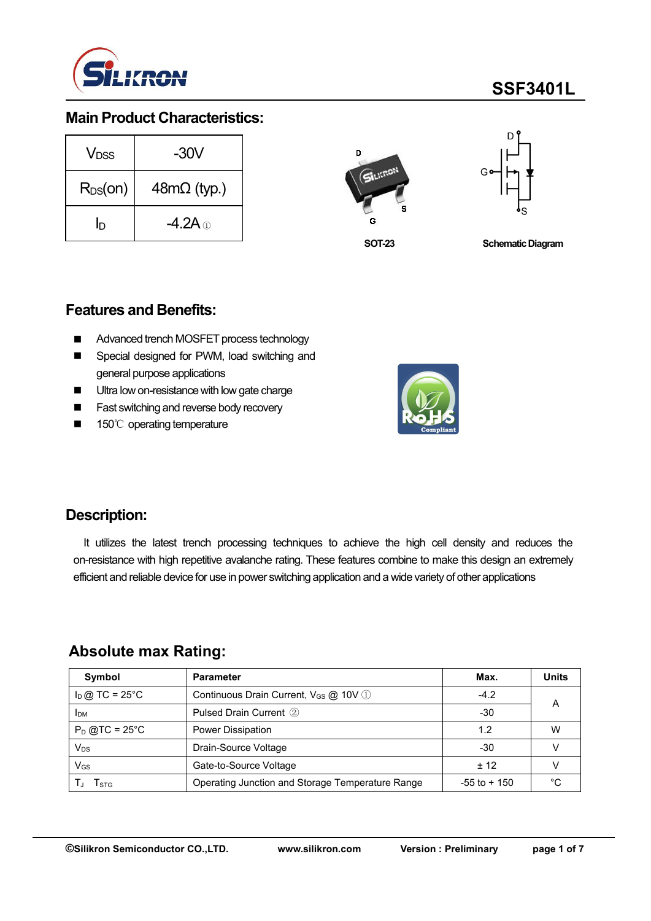# SSF3401L

## Main Product Characteristics:

| | |
|---|---|
| $V_{DSS}$ | -30V |
| $R_{DS}$(on) | 48mΩ (typ.) |
| $I_D$ | -4.2A ① |

SOT-23

Schematic Diagram

## Features and Benefits:

- Advanced trench MOSFET process technology
- Special designed for PWM, load switching and general purpose applications
- Ultra low on-resistance with low gate charge
- Fast switching and reverse body recovery
- 150℃ operating temperature

## Description:

It utilizes the latest trench processing techniques to achieve the high cell density and reduces the on-resistance with high repetitive avalanche rating. These features combine to make this design an extremely efficient and reliable device for use in power switching application and a wide variety of other applications

## Absolute max Rating:

| Symbol | Parameter | Max. | Units |
|---|---|---|---|
| $I_D$ @ TC = 25°C | Continuous Drain Current, $V_{GS}$ @ 10V ① | -4.2 | A |
| $I_{DM}$ | Pulsed Drain Current ② | -30 | |
| $P_D$ @TC = 25°C | Power Dissipation | 1.2 | W |
| $V_{DS}$ | Drain-Source Voltage | -30 | V |
| $V_{GS}$ | Gate-to-Source Voltage | ± 12 | V |
| $T_J$ $T_{STG}$ | Operating Junction and Storage Temperature Range | -55 to + 150 | °C |

©Silikron Semiconductor CO.,LTD. www.silikron.com Version : Preliminary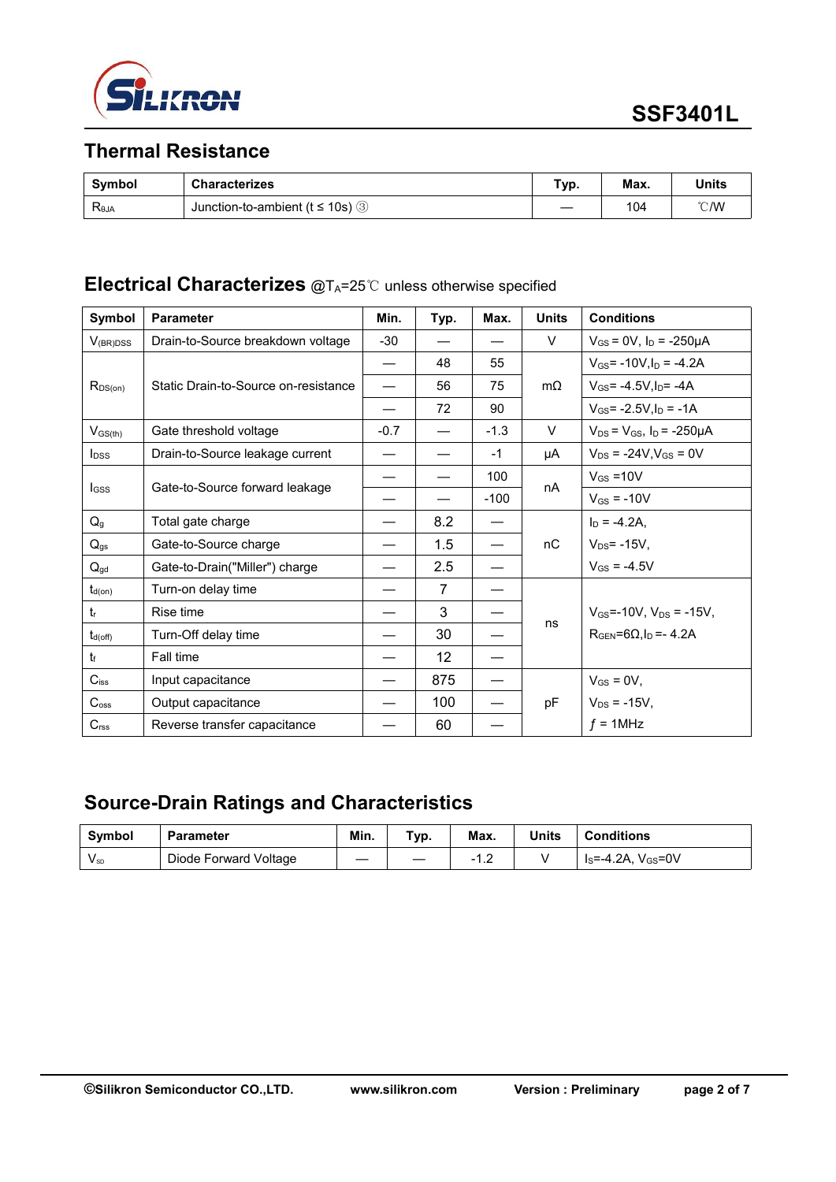## Thermal Resistance

| Symbol | Characterizes | Typ. | Max. | Units |
|---|---|---|---|---|
| $R_{\theta JA}$ | Junction-to-ambient (t ≤ 10s) ③ | — | 104 | ℃/W |

## Electrical Characterizes @$T_A$=25℃ unless otherwise specified

| Symbol | Parameter | Min. | Typ. | Max. | Units | Conditions |
|---|---|---|---|---|---|---|
| $V_{(BR)DSS}$ | Drain-to-Source breakdown voltage | -30 | — | — | V | $V_{GS}$ = 0V, $I_D$ = -250μA |
| $R_{DS(on)}$ | Static Drain-to-Source on-resistance | — | 48 | 55 | mΩ | $V_{GS}$= -10V,$I_D$ = -4.2A |
| | | — | 56 | 75 | | $V_{GS}$= -4.5V,$I_D$= -4A |
| | | — | 72 | 90 | | $V_{GS}$= -2.5V,$I_D$ = -1A |
| $V_{GS(th)}$ | Gate threshold voltage | -0.7 | — | -1.3 | V | $V_{DS}$ = $V_{GS}$, $I_D$ = -250μA |
| $I_{DSS}$ | Drain-to-Source leakage current | — | — | -1 | μA | $V_{DS}$ = -24V,$V_{GS}$ = 0V |
| $I_{GSS}$ | Gate-to-Source forward leakage | — | — | 100 | nA | $V_{GS}$ =10V |
| | | — | — | -100 | | $V_{GS}$ = -10V |
| $Q_g$ | Total gate charge | — | 8.2 | — | nC | $I_D$ = -4.2A, |
| $Q_{gs}$ | Gate-to-Source charge | — | 1.5 | — | | $V_{DS}$= -15V, |
| $Q_{gd}$ | Gate-to-Drain("Miller") charge | — | 2.5 | — | | $V_{GS}$ = -4.5V |
| $t_{d(on)}$ | Turn-on delay time | — | 7 | — | ns | $V_{GS}$=-10V, $V_{DS}$ = -15V, |
| $t_r$ | Rise time | — | 3 | — | | $R_{GEN}$=6Ω,$I_D$ =- 4.2A |
| $t_{d(off)}$ | Turn-Off delay time | — | 30 | — | | |
| $t_f$ | Fall time | — | 12 | — | | |
| $C_{iss}$ | Input capacitance | — | 875 | — | pF | $V_{GS}$ = 0V, |
| $C_{oss}$ | Output capacitance | — | 100 | — | | $V_{DS}$ = -15V, |
| $C_{rss}$ | Reverse transfer capacitance | — | 60 | — | | $f$ = 1MHz |

## Source-Drain Ratings and Characteristics

| Symbol | Parameter | Min. | Typ. | Max. | Units | Conditions |
|---|---|---|---|---|---|---|
| $V_{SD}$ | Diode Forward Voltage | — | — | -1.2 | V | $I_S$=-4.2A, $V_{GS}$=0V |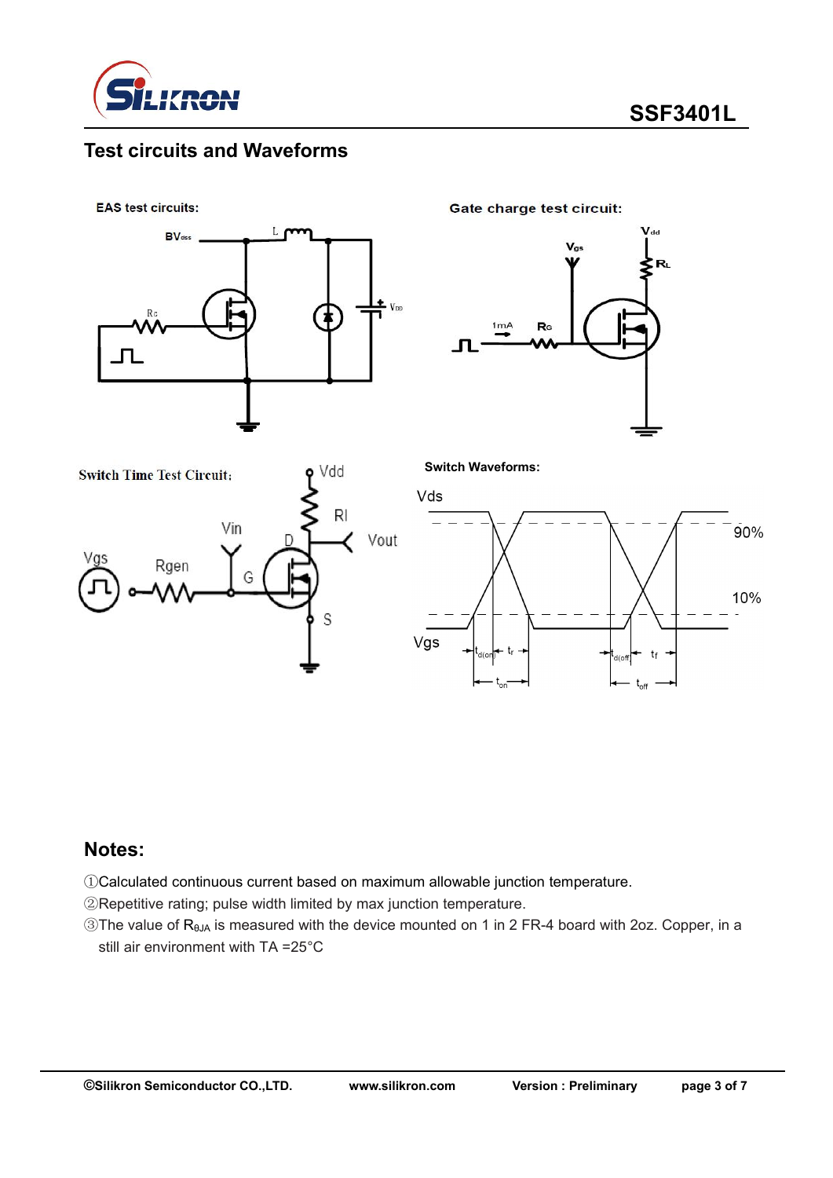## Test circuits and Waveforms

EAS test circuits:

Gate charge test circuit:

Switch Time Test Circuit:

Switch Waveforms:

## Notes:

①Calculated continuous current based on maximum allowable junction temperature.

②Repetitive rating; pulse width limited by max junction temperature.

③The value of $R_{\theta JA}$ is measured with the device mounted on 1 in 2 FR-4 board with 2oz. Copper, in a still air environment with TA =25°C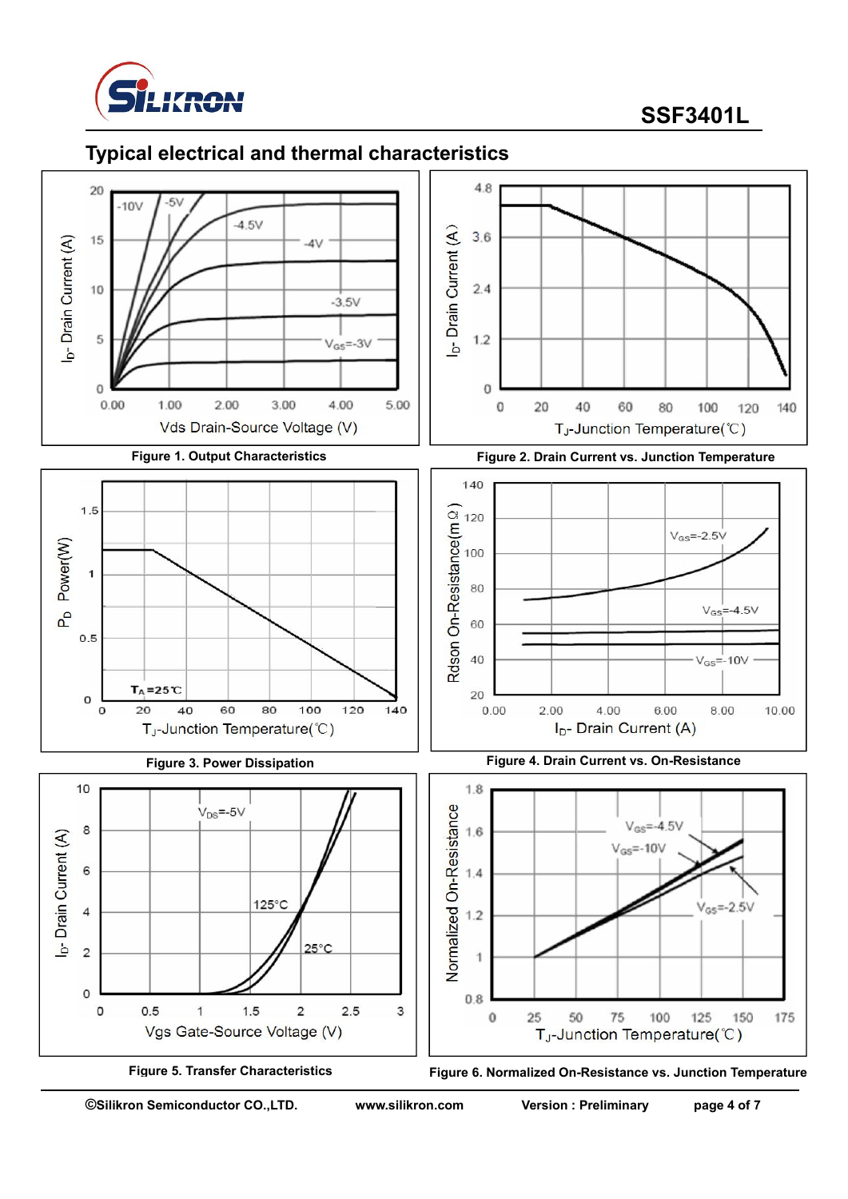## Typical electrical and thermal characteristics

Figure 1. Output Characteristics

Figure 2. Drain Current vs. Junction Temperature

Figure 3. Power Dissipation

Figure 4. Drain Current vs. On-Resistance

Figure 5. Transfer Characteristics

Figure 6. Normalized On-Resistance vs. Junction Temperature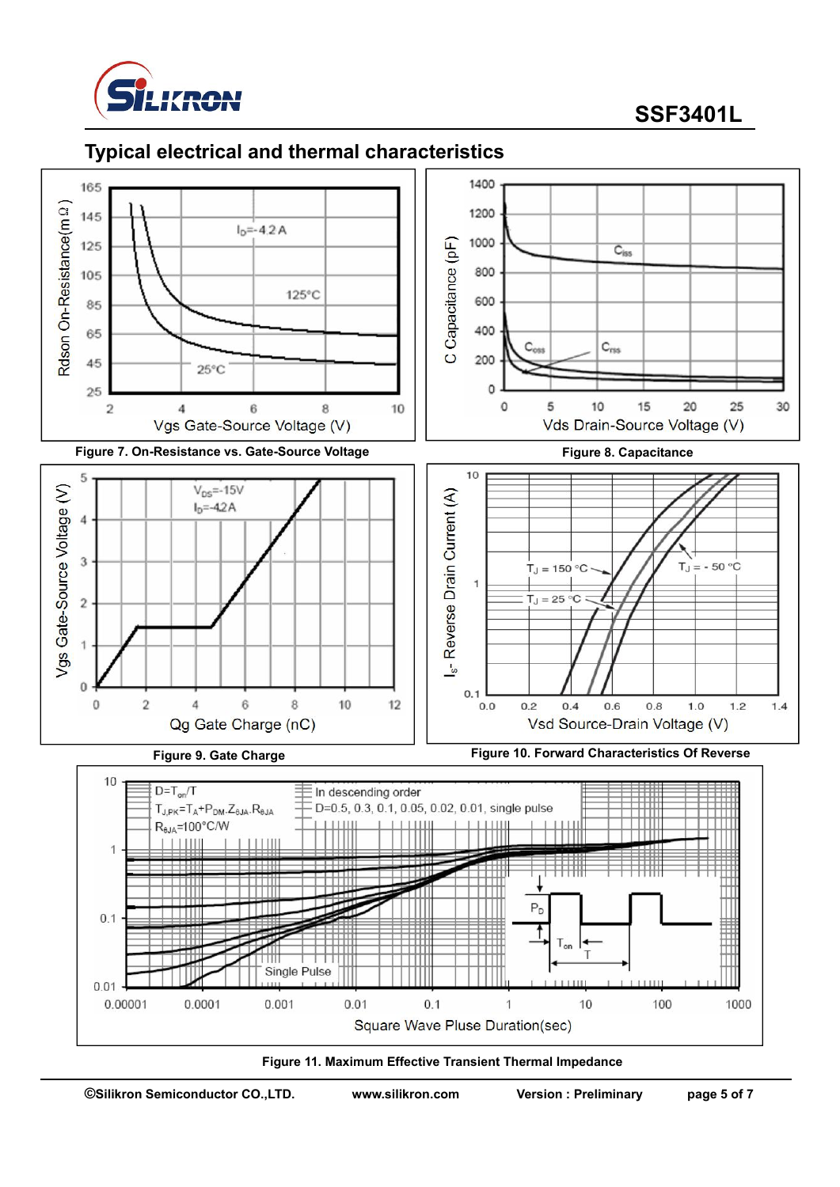## Typical electrical and thermal characteristics

Figure 7. On-Resistance vs. Gate-Source Voltage

Figure 8. Capacitance

Figure 9. Gate Charge

Figure 10. Forward Characteristics Of Reverse

Figure 11. Maximum Effective Transient Thermal Impedance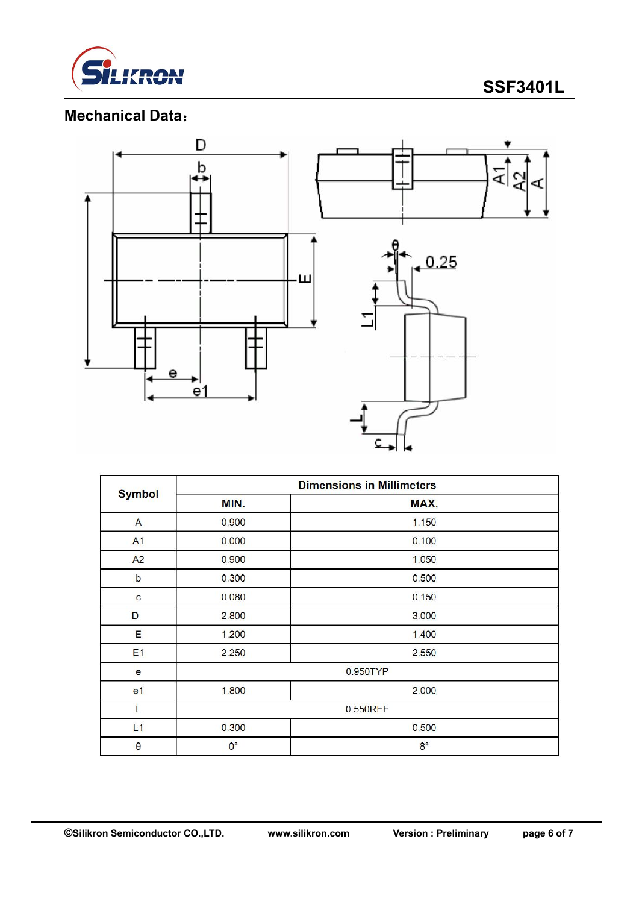## Mechanical Data：

| Symbol | Dimensions in Millimeters | |
|---|---|---|
| | MIN. | MAX. |
| A | 0.900 | 1.150 |
| A1 | 0.000 | 0.100 |
| A2 | 0.900 | 1.050 |
| b | 0.300 | 0.500 |
| c | 0.080 | 0.150 |
| D | 2.800 | 3.000 |
| E | 1.200 | 1.400 |
| E1 | 2.250 | 2.550 |
| e | 0.950TYP | |
| e1 | 1.800 | 2.000 |
| L | 0.550REF | |
| L1 | 0.300 | 0.500 |
| θ | 0° | 8° |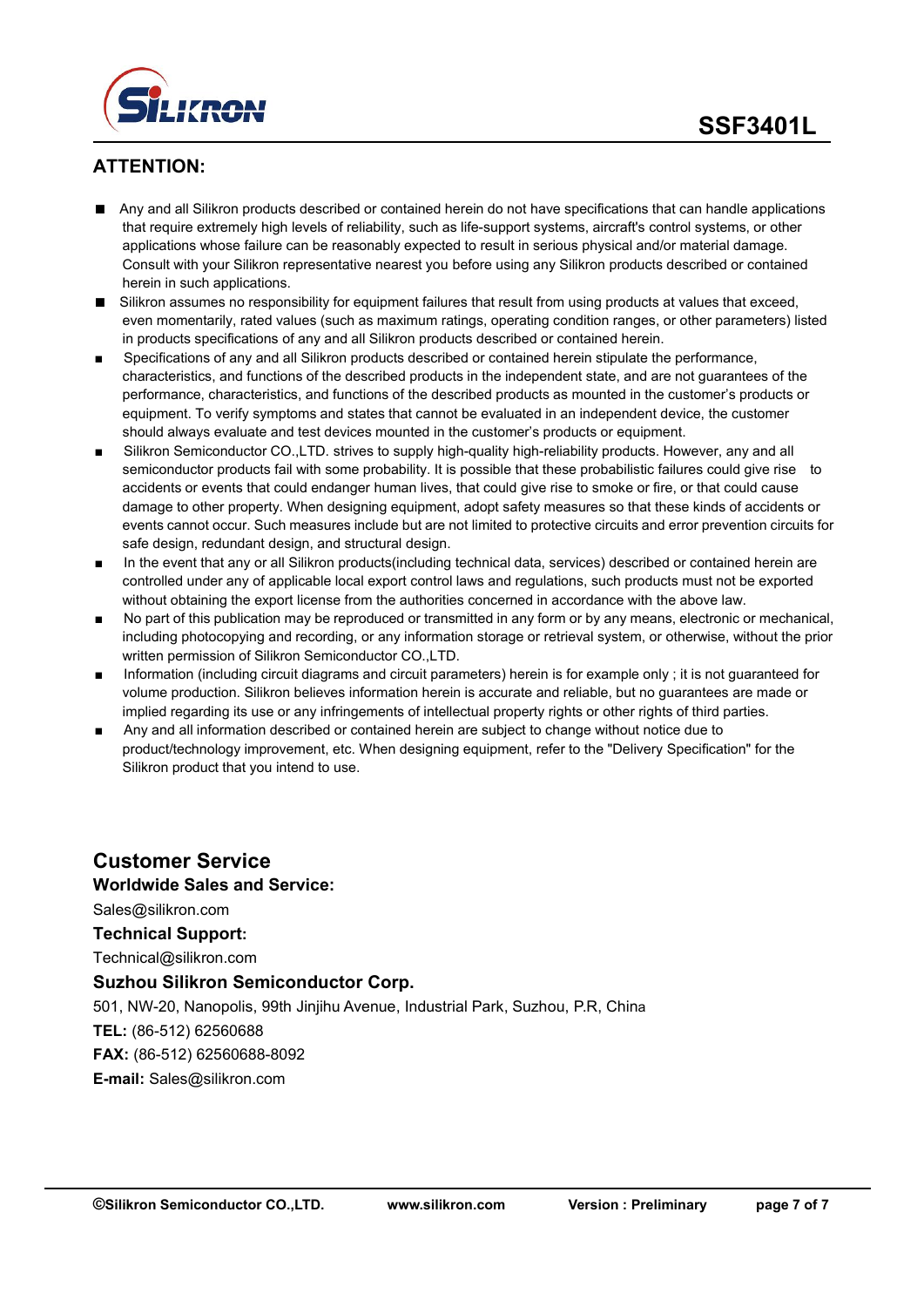## ATTENTION:

- Any and all Silikron products described or contained herein do not have specifications that can handle applications that require extremely high levels of reliability, such as life-support systems, aircraft's control systems, or other applications whose failure can be reasonably expected to result in serious physical and/or material damage. Consult with your Silikron representative nearest you before using any Silikron products described or contained herein in such applications.
- Silikron assumes no responsibility for equipment failures that result from using products at values that exceed, even momentarily, rated values (such as maximum ratings, operating condition ranges, or other parameters) listed in products specifications of any and all Silikron products described or contained herein.
- Specifications of any and all Silikron products described or contained herein stipulate the performance, characteristics, and functions of the described products in the independent state, and are not guarantees of the performance, characteristics, and functions of the described products as mounted in the customer's products or equipment. To verify symptoms and states that cannot be evaluated in an independent device, the customer should always evaluate and test devices mounted in the customer's products or equipment.
- Silikron Semiconductor CO.,LTD. strives to supply high-quality high-reliability products. However, any and all semiconductor products fail with some probability. It is possible that these probabilistic failures could give rise to accidents or events that could endanger human lives, that could give rise to smoke or fire, or that could cause damage to other property. When designing equipment, adopt safety measures so that these kinds of accidents or events cannot occur. Such measures include but are not limited to protective circuits and error prevention circuits for safe design, redundant design, and structural design.
- In the event that any or all Silikron products(including technical data, services) described or contained herein are controlled under any of applicable local export control laws and regulations, such products must not be exported without obtaining the export license from the authorities concerned in accordance with the above law.
- No part of this publication may be reproduced or transmitted in any form or by any means, electronic or mechanical, including photocopying and recording, or any information storage or retrieval system, or otherwise, without the prior written permission of Silikron Semiconductor CO.,LTD.
- Information (including circuit diagrams and circuit parameters) herein is for example only ; it is not guaranteed for volume production. Silikron believes information herein is accurate and reliable, but no guarantees are made or implied regarding its use or any infringements of intellectual property rights or other rights of third parties.
- Any and all information described or contained herein are subject to change without notice due to product/technology improvement, etc. When designing equipment, refer to the "Delivery Specification" for the Silikron product that you intend to use.

## Customer Service

**Worldwide Sales and Service:**

Sales@silikron.com

**Technical Support:**

Technical@silikron.com

**Suzhou Silikron Semiconductor Corp.**

501, NW-20, Nanopolis, 99th Jinjihu Avenue, Industrial Park, Suzhou, P.R, China

**TEL:** (86-512) 62560688

**FAX:** (86-512) 62560688-8092

**E-mail:** Sales@silikron.com